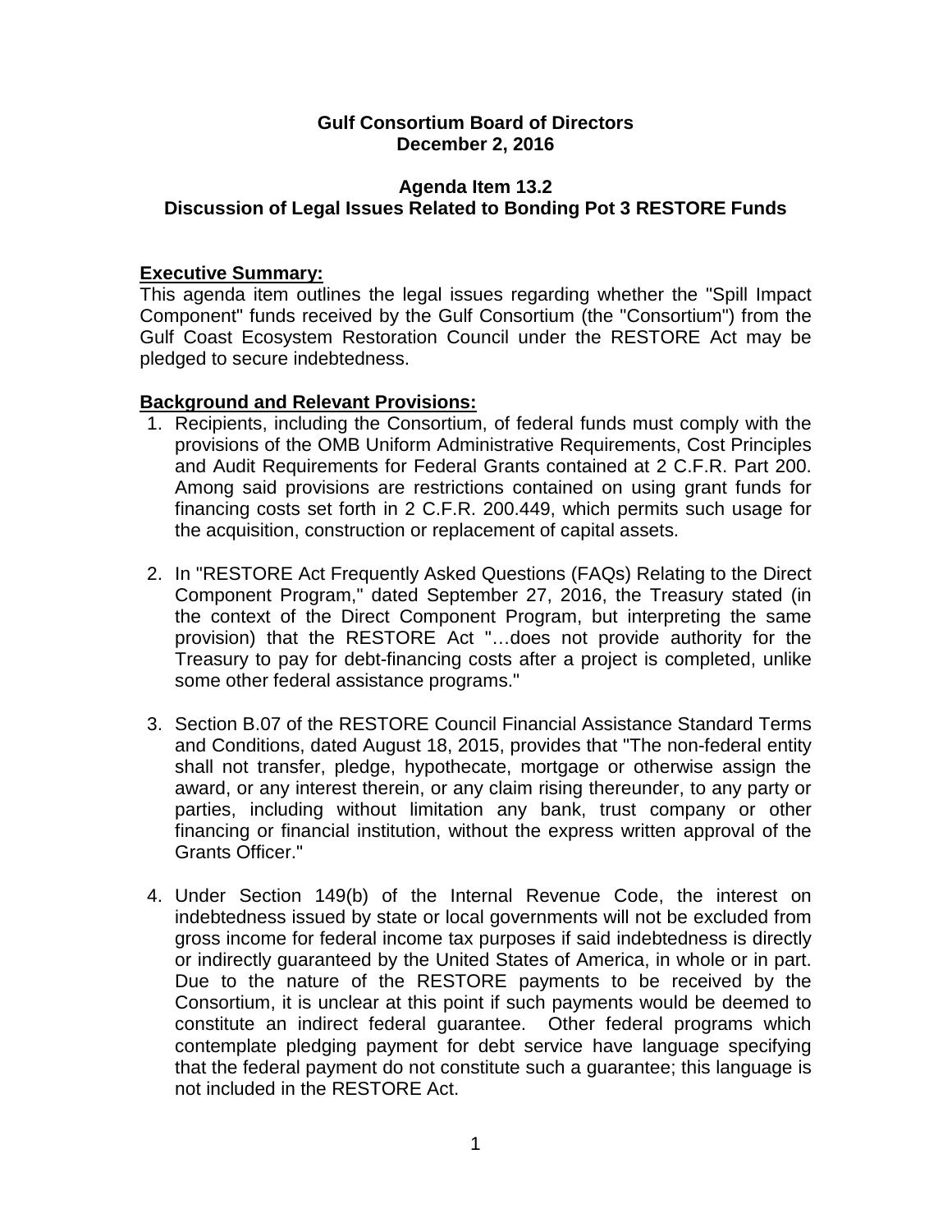**Gulf Consortium Board of Directors**
**December 2, 2016**

**Agenda Item 13.2**
**Discussion of Legal Issues Related to Bonding Pot 3 RESTORE Funds**

**Executive Summary:**

This agenda item outlines the legal issues regarding whether the "Spill Impact Component" funds received by the Gulf Consortium (the "Consortium") from the Gulf Coast Ecosystem Restoration Council under the RESTORE Act may be pledged to secure indebtedness.

**Background and Relevant Provisions:**

1. Recipients, including the Consortium, of federal funds must comply with the provisions of the OMB Uniform Administrative Requirements, Cost Principles and Audit Requirements for Federal Grants contained at 2 C.F.R. Part 200. Among said provisions are restrictions contained on using grant funds for financing costs set forth in 2 C.F.R. 200.449, which permits such usage for the acquisition, construction or replacement of capital assets.

2. In "RESTORE Act Frequently Asked Questions (FAQs) Relating to the Direct Component Program," dated September 27, 2016, the Treasury stated (in the context of the Direct Component Program, but interpreting the same provision) that the RESTORE Act "…does not provide authority for the Treasury to pay for debt-financing costs after a project is completed, unlike some other federal assistance programs."

3. Section B.07 of the RESTORE Council Financial Assistance Standard Terms and Conditions, dated August 18, 2015, provides that "The non-federal entity shall not transfer, pledge, hypothecate, mortgage or otherwise assign the award, or any interest therein, or any claim rising thereunder, to any party or parties, including without limitation any bank, trust company or other financing or financial institution, without the express written approval of the Grants Officer."

4. Under Section 149(b) of the Internal Revenue Code, the interest on indebtedness issued by state or local governments will not be excluded from gross income for federal income tax purposes if said indebtedness is directly or indirectly guaranteed by the United States of America, in whole or in part. Due to the nature of the RESTORE payments to be received by the Consortium, it is unclear at this point if such payments would be deemed to constitute an indirect federal guarantee. Other federal programs which contemplate pledging payment for debt service have language specifying that the federal payment do not constitute such a guarantee; this language is not included in the RESTORE Act.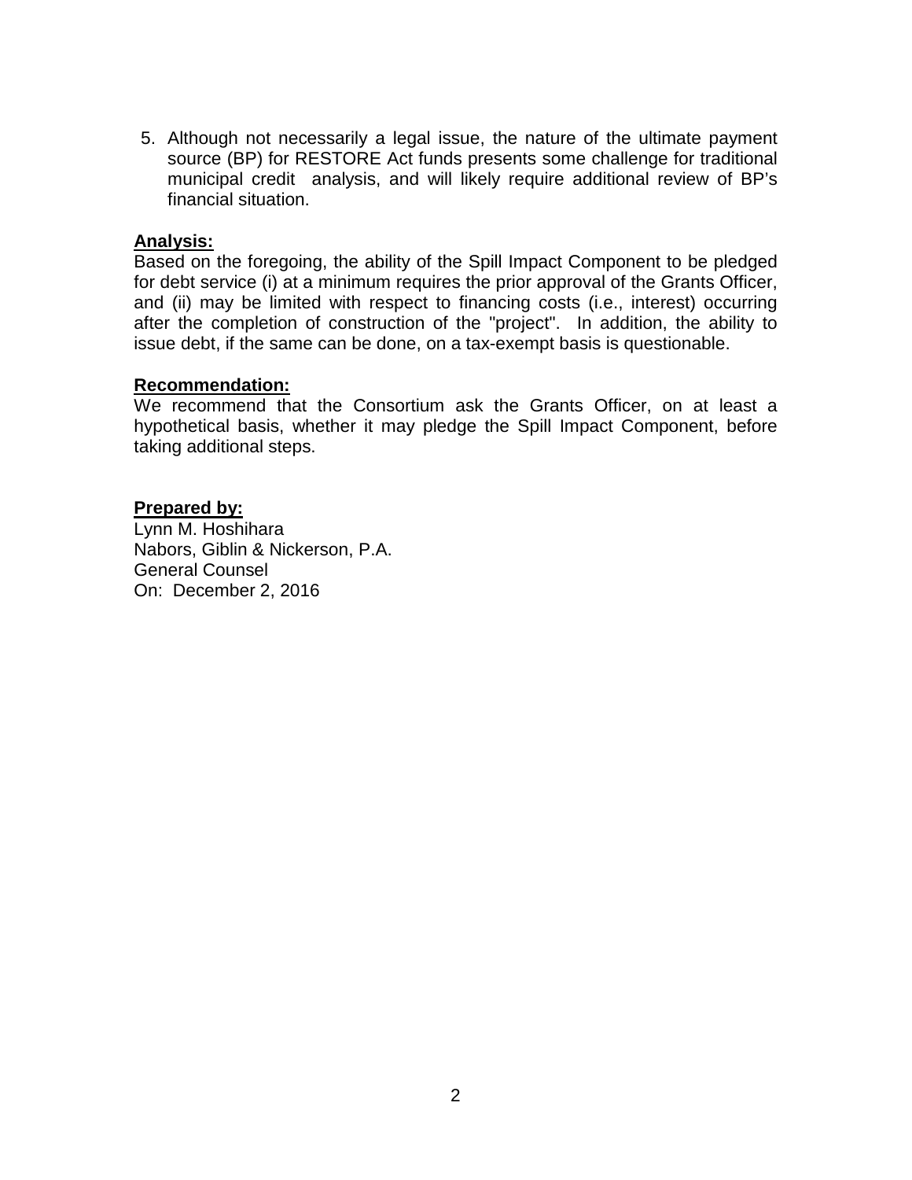5. Although not necessarily a legal issue, the nature of the ultimate payment source (BP) for RESTORE Act funds presents some challenge for traditional municipal credit analysis, and will likely require additional review of BP's financial situation.

**Analysis:**

Based on the foregoing, the ability of the Spill Impact Component to be pledged for debt service (i) at a minimum requires the prior approval of the Grants Officer, and (ii) may be limited with respect to financing costs (i.e., interest) occurring after the completion of construction of the "project". In addition, the ability to issue debt, if the same can be done, on a tax-exempt basis is questionable.

**Recommendation:**

We recommend that the Consortium ask the Grants Officer, on at least a hypothetical basis, whether it may pledge the Spill Impact Component, before taking additional steps.

**Prepared by:**

Lynn M. Hoshihara
Nabors, Giblin & Nickerson, P.A.
General Counsel
On: December 2, 2016